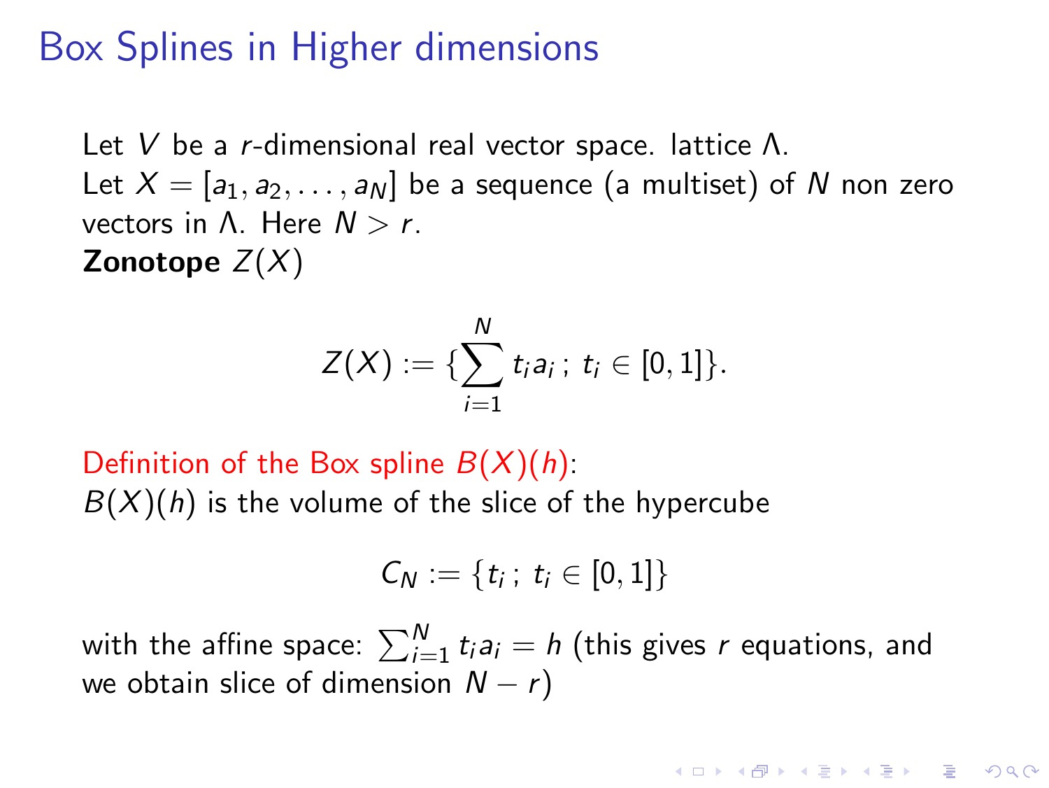# Box Splines in Higher dimensions

Let $V$ be a $r$-dimensional real vector space. lattice $\Lambda$.
Let $X = [a_1, a_2, \ldots, a_N]$ be a sequence (a multiset) of $N$ non zero vectors in $\Lambda$. Here $N > r$.
**Zonotope** $Z(X)$

$$Z(X) := \{\sum_{i=1}^{N} t_i a_i \,;\; t_i \in [0,1]\}.$$

Definition of the Box spline $B(X)(h)$:
$B(X)(h)$ is the volume of the slice of the hypercube

$$C_N := \{t_i \,;\; t_i \in [0,1]\}$$

with the affine space: $\sum_{i=1}^{N} t_i a_i = h$ (this gives $r$ equations, and we obtain slice of dimension $N - r$)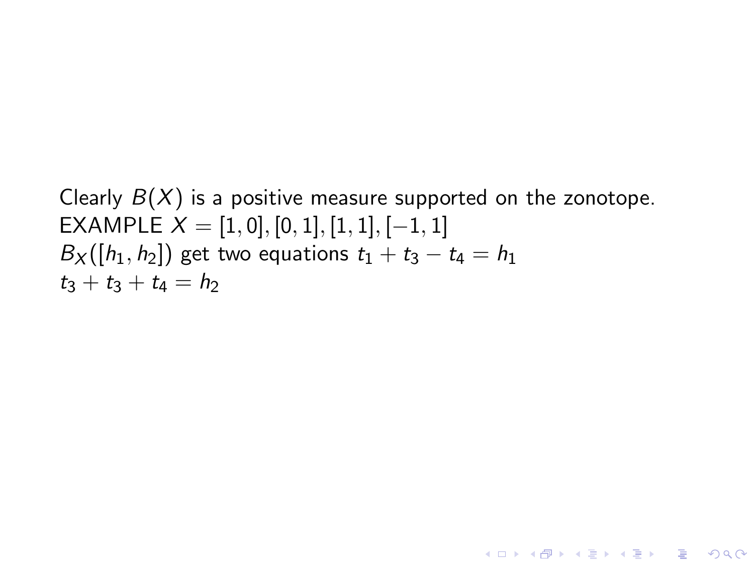Clearly $B(X)$ is a positive measure supported on the zonotope.
EXAMPLE $X = [1, 0], [0, 1], [1, 1], [-1, 1]$
$B_X([h_1, h_2])$ get two equations $t_1 + t_3 - t_4 = h_1$
$t_3 + t_3 + t_4 = h_2$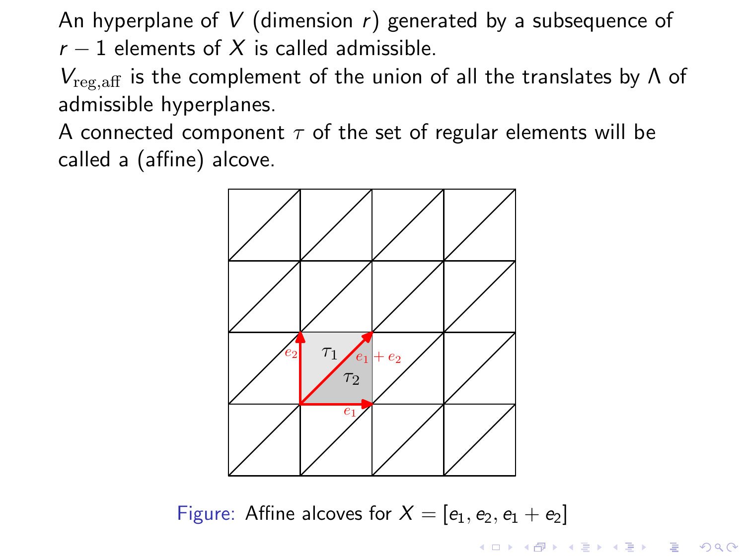An hyperplane of $V$ (dimension $r$) generated by a subsequence of $r-1$ elements of $X$ is called admissible.

$V_{\mathrm{reg,aff}}$ is the complement of the union of all the translates by $\Lambda$ of admissible hyperplanes.

A connected component $\tau$ of the set of regular elements will be called a (affine) alcove.

Figure: Affine alcoves for $X = [e_1, e_2, e_1 + e_2]$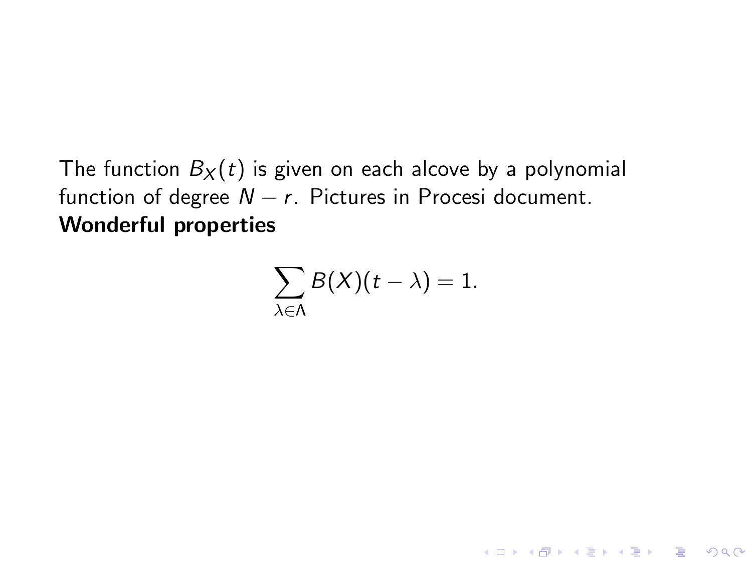The function $B_X(t)$ is given on each alcove by a polynomial function of degree $N - r$. Pictures in Procesi document.
**Wonderful properties**

$$\sum_{\lambda \in \Lambda} B(X)(t - \lambda) = 1.$$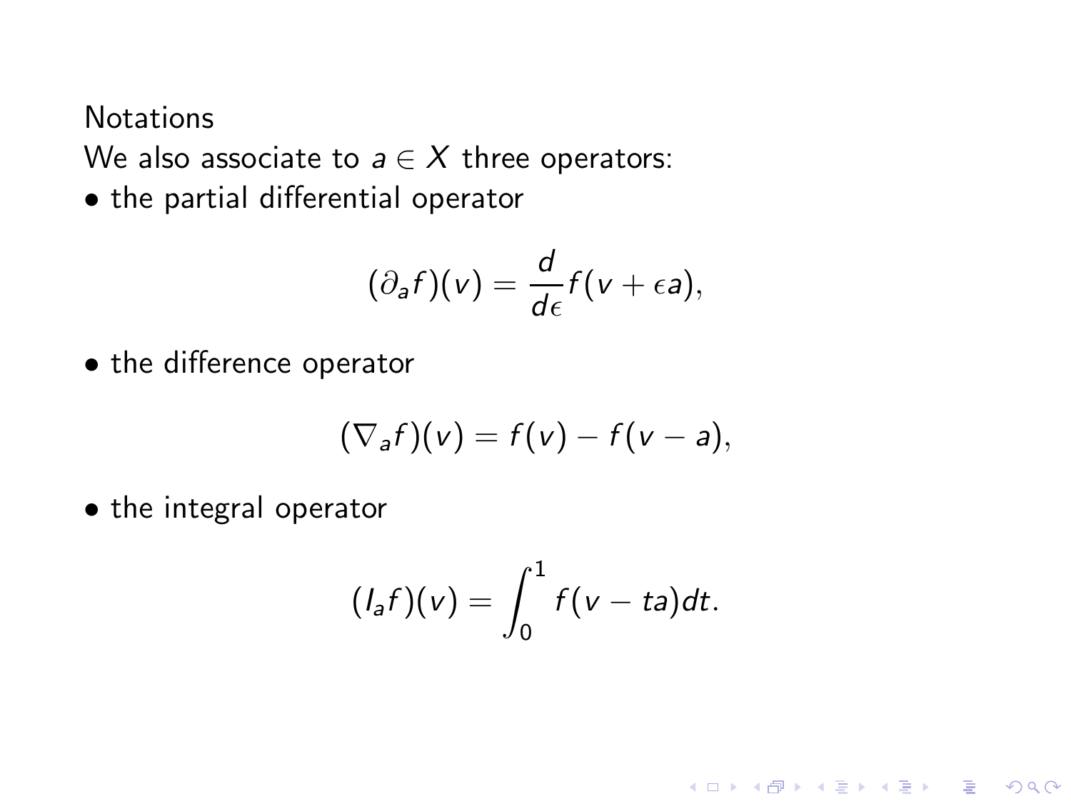Notations

We also associate to $a \in X$ three operators:

- the partial differential operator

$$(\partial_a f)(v) = \frac{d}{d\epsilon} f(v + \epsilon a),$$

- the difference operator

$$(\nabla_a f)(v) = f(v) - f(v - a),$$

- the integral operator

$$(I_a f)(v) = \int_0^1 f(v - ta) dt.$$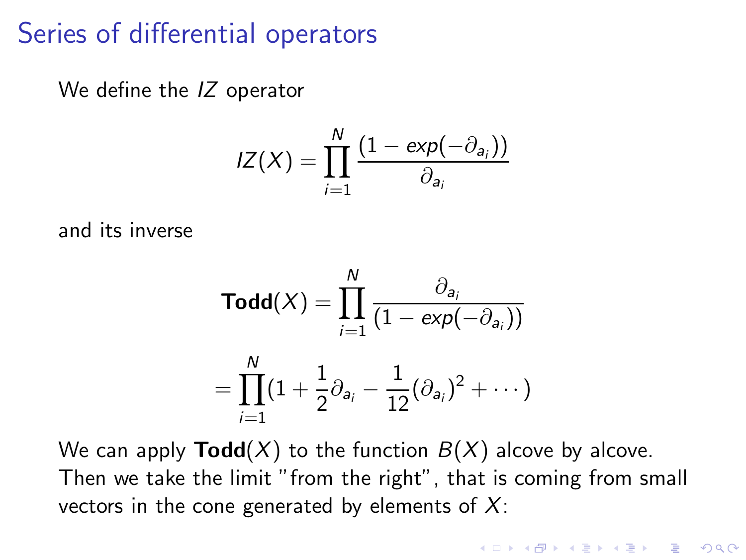# Series of differential operators

We define the *IZ* operator

$$IZ(X) = \prod_{i=1}^{N} \frac{(1 - exp(-\partial_{a_i}))}{\partial_{a_i}}$$

and its inverse

$$\mathbf{Todd}(X) = \prod_{i=1}^{N} \frac{\partial_{a_i}}{(1 - exp(-\partial_{a_i}))}$$

$$= \prod_{i=1}^{N} (1 + \frac{1}{2}\partial_{a_i} - \frac{1}{12}(\partial_{a_i})^2 + \cdots)$$

We can apply $\mathbf{Todd}(X)$ to the function $B(X)$ alcove by alcove. Then we take the limit "from the right", that is coming from small vectors in the cone generated by elements of $X$: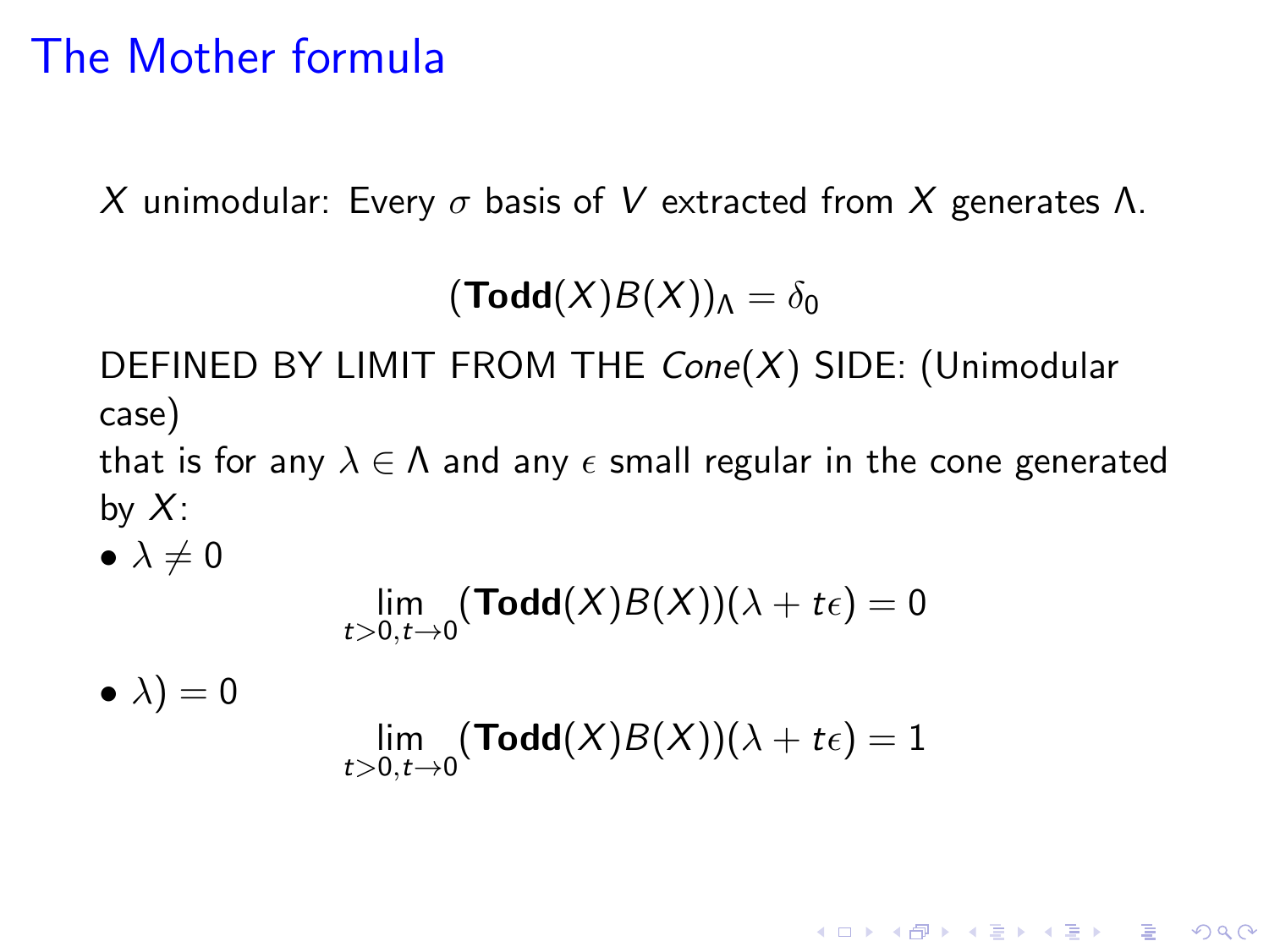# The Mother formula

$X$ unimodular: Every $\sigma$ basis of $V$ extracted from $X$ generates $\Lambda$.

$$(\mathbf{Todd}(X)B(X))_\Lambda = \delta_0$$

DEFINED BY LIMIT FROM THE $Cone(X)$ SIDE: (Unimodular case)
that is for any $\lambda \in \Lambda$ and any $\epsilon$ small regular in the cone generated by $X$:

- $\lambda \neq 0$

$$\lim_{t>0, t\to 0} (\mathbf{Todd}(X)B(X))(\lambda + t\epsilon) = 0$$

- $\lambda) = 0$

$$\lim_{t>0, t\to 0} (\mathbf{Todd}(X)B(X))(\lambda + t\epsilon) = 1$$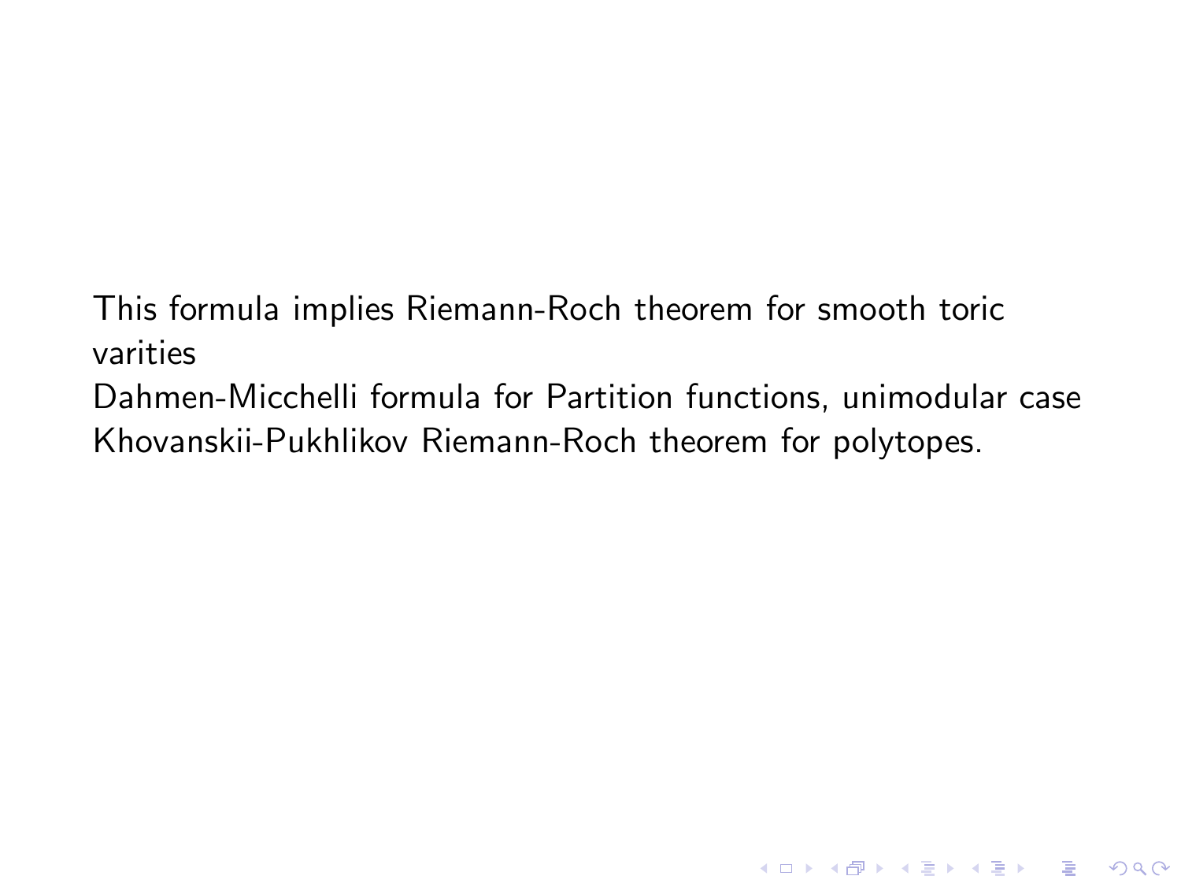This formula implies Riemann-Roch theorem for smooth toric varities

Dahmen-Micchelli formula for Partition functions, unimodular case

Khovanskii-Pukhlikov Riemann-Roch theorem for polytopes.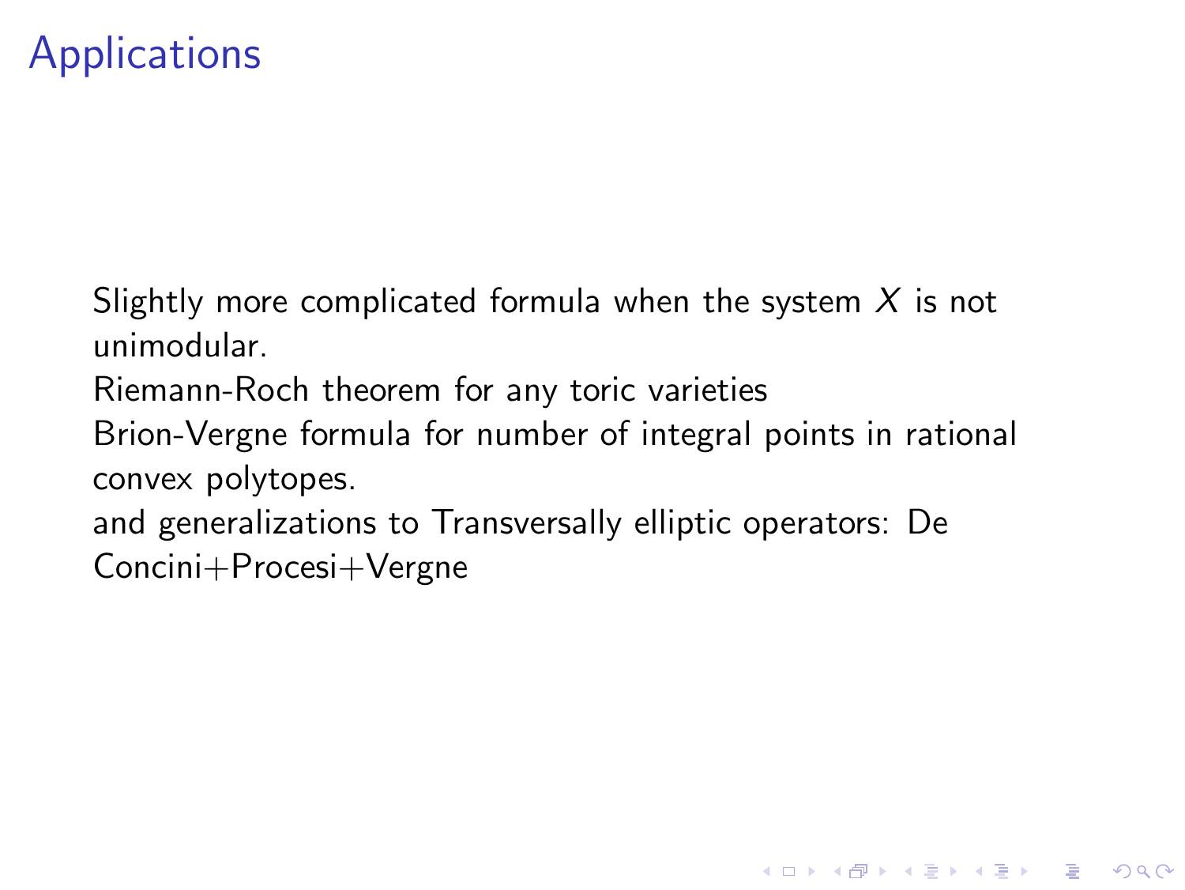# Applications

Slightly more complicated formula when the system $X$ is not unimodular.

Riemann-Roch theorem for any toric varieties

Brion-Vergne formula for number of integral points in rational convex polytopes.

and generalizations to Transversally elliptic operators: De Concini+Procesi+Vergne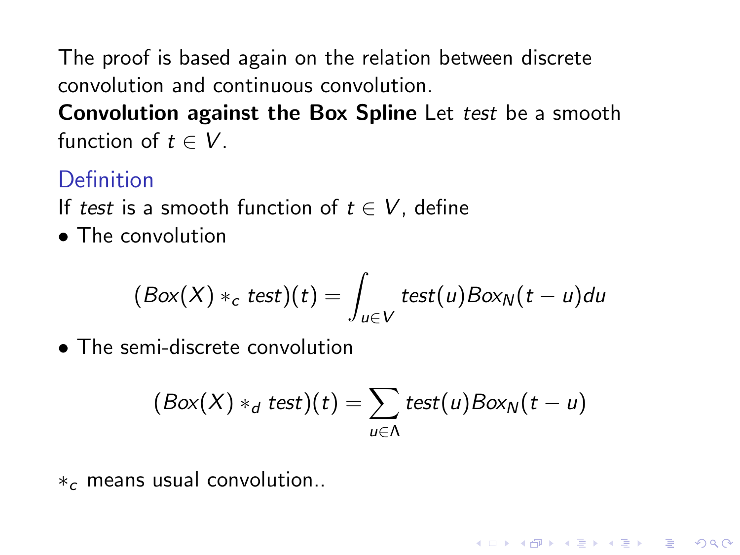The proof is based again on the relation between discrete convolution and continuous convolution.

**Convolution against the Box Spline** Let *test* be a smooth function of $t \in V$.

### Definition

If *test* is a smooth function of $t \in V$, define

- The convolution

$$(Box(X) *_c test)(t) = \int_{u \in V} test(u) Box_N(t-u) du$$

- The semi-discrete convolution

$$(Box(X) *_d test)(t) = \sum_{u \in \Lambda} test(u) Box_N(t-u)$$

$*_c$ means usual convolution..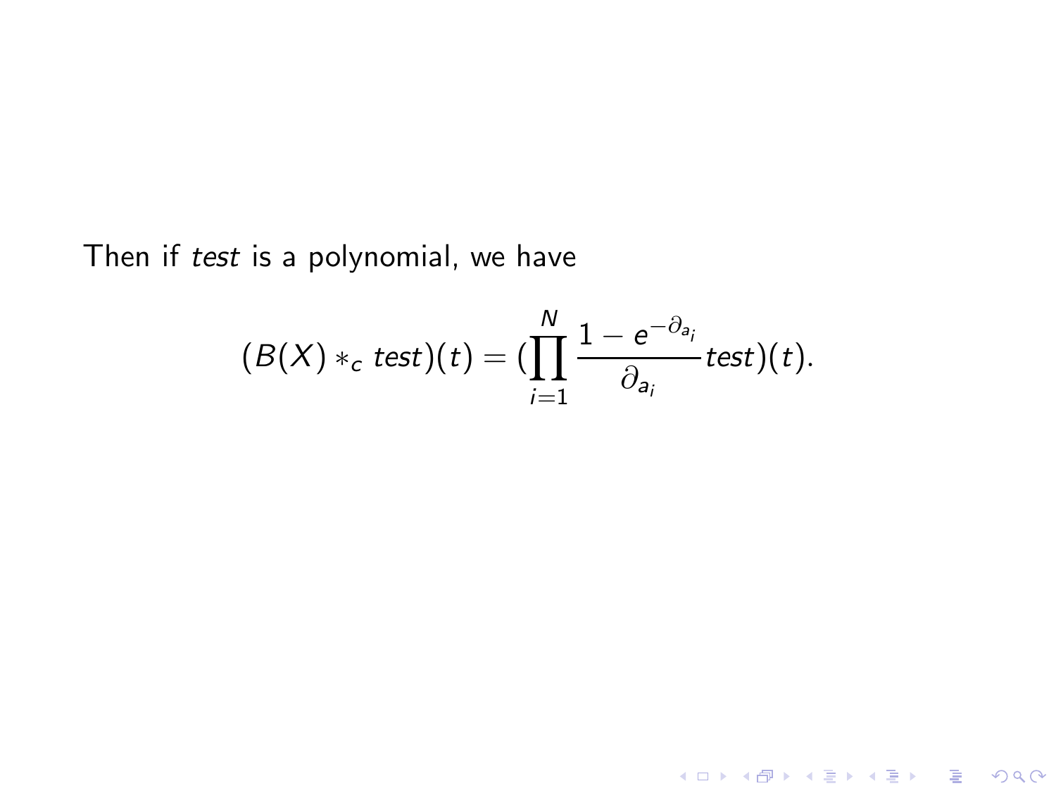Then if *test* is a polynomial, we have

$$(B(X) *_c \, test)(t) = (\prod_{i=1}^{N} \frac{1 - e^{-\partial_{a_i}}}{\partial_{a_i}} test)(t).$$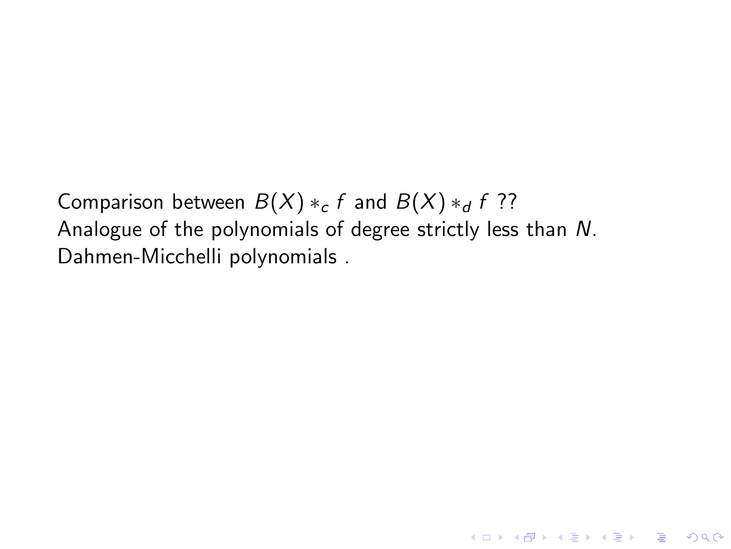Comparison between $B(X) *_c f$ and $B(X) *_d f$ ??
Analogue of the polynomials of degree strictly less than $N$.
Dahmen-Micchelli polynomials .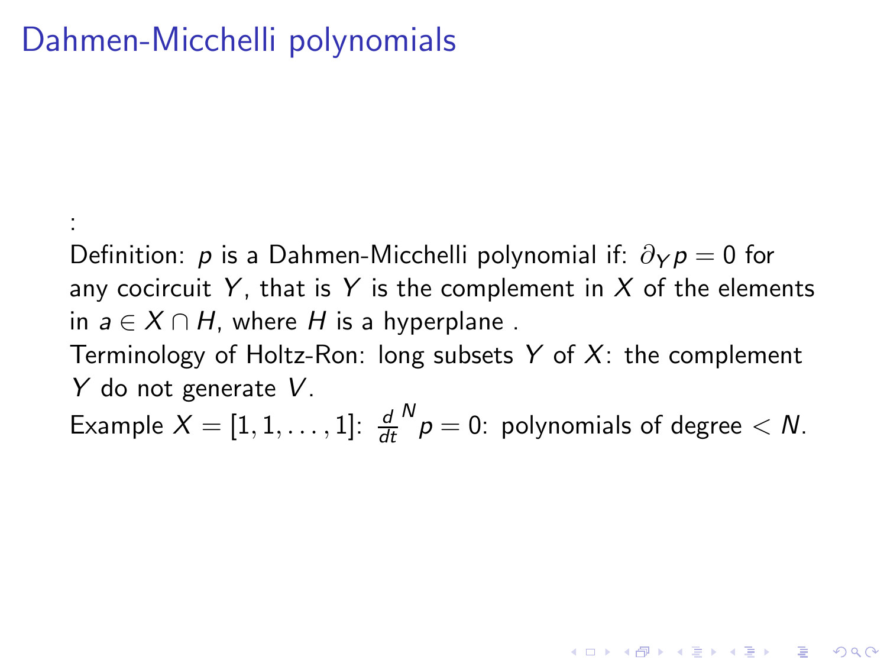# Dahmen-Micchelli polynomials

:

Definition: $p$ is a Dahmen-Micchelli polynomial if: $\partial_Y p = 0$ for any cocircuit $Y$, that is $Y$ is the complement in $X$ of the elements in $a \in X \cap H$, where $H$ is a hyperplane .

Terminology of Holtz-Ron: long subsets $Y$ of $X$: the complement $Y$ do not generate $V$.

Example $X = [1, 1, \ldots, 1]$: $\frac{d}{dt}^N p = 0$: polynomials of degree $< N$.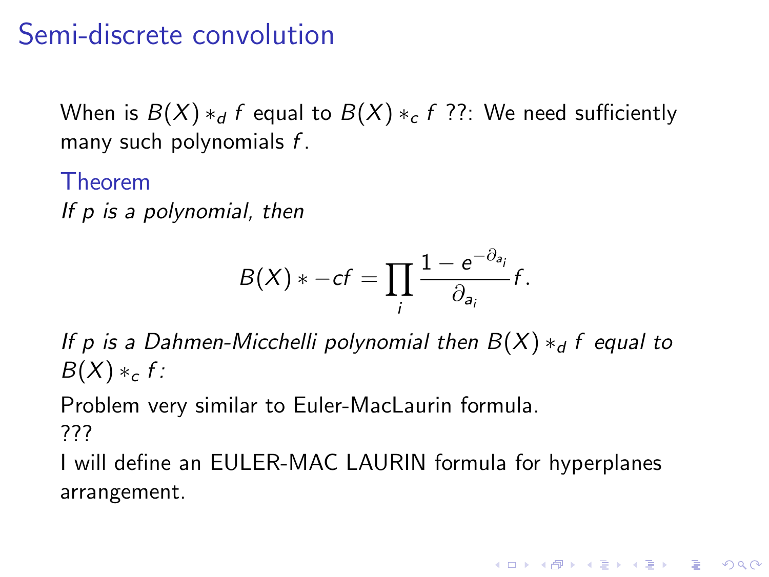# Semi-discrete convolution

When is $B(X) *_d f$ equal to $B(X) *_c f$ ??: We need sufficiently many such polynomials $f$.

**Theorem**

*If $p$ is a polynomial, then*

$$B(X) * -cf = \prod_i \frac{1 - e^{-\partial_{a_i}}}{\partial_{a_i}} f.$$

*If $p$ is a Dahmen-Micchelli polynomial then $B(X) *_d f$ equal to $B(X) *_c f$:*

Problem very similar to Euler-MacLaurin formula.
???
I will define an EULER-MAC LAURIN formula for hyperplanes arrangement.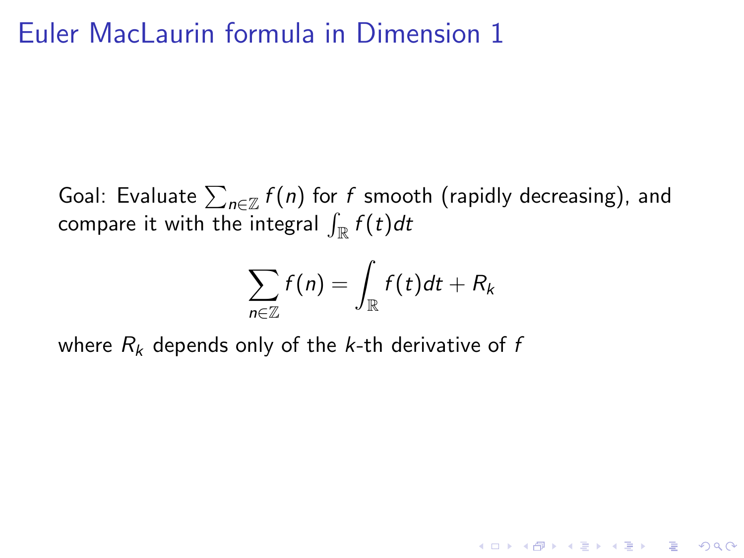# Euler MacLaurin formula in Dimension 1

Goal: Evaluate $\sum_{n\in\mathbb{Z}} f(n)$ for $f$ smooth (rapidly decreasing), and compare it with the integral $\int_{\mathbb{R}} f(t)dt$

$$\sum_{n\in\mathbb{Z}} f(n) = \int_{\mathbb{R}} f(t)dt + R_k$$

where $R_k$ depends only of the $k$-th derivative of $f$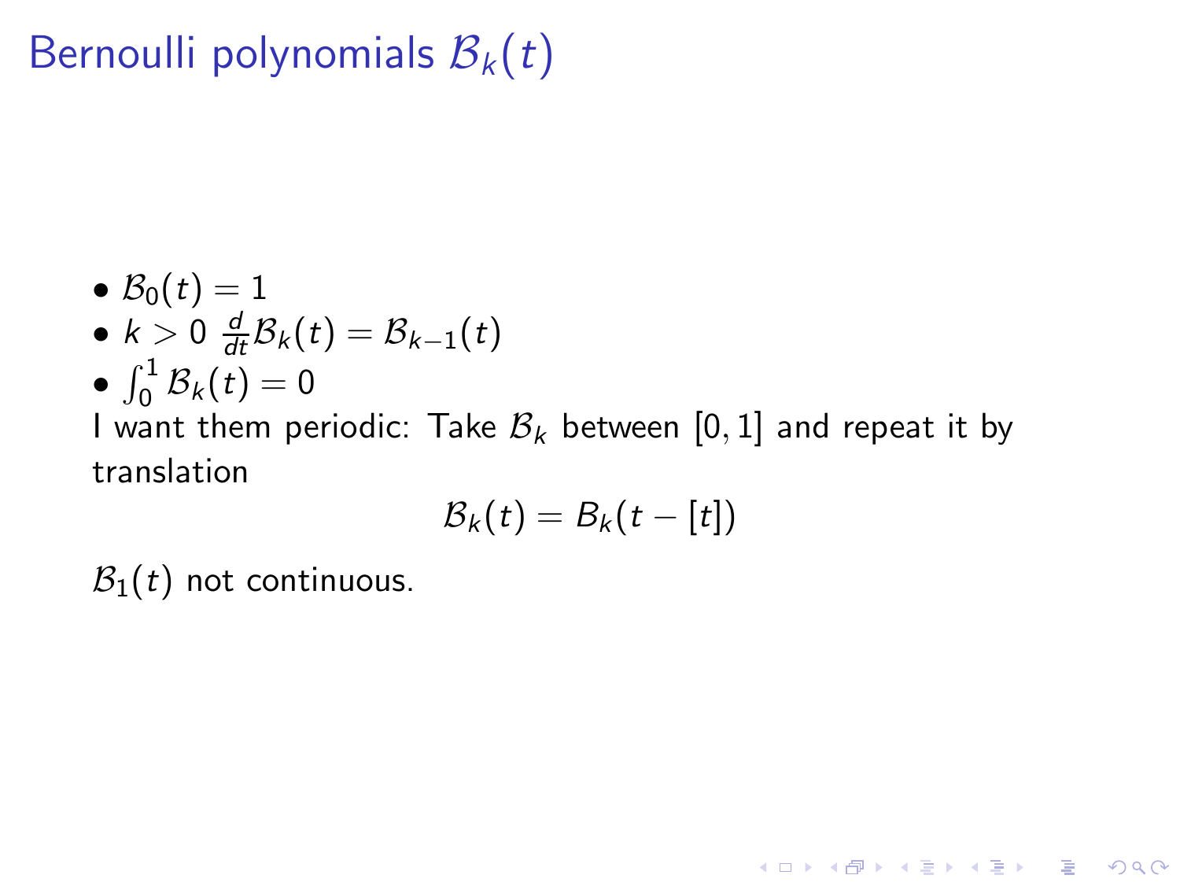# Bernoulli polynomials $\mathcal{B}_k(t)$

- $\mathcal{B}_0(t) = 1$
- $k > 0$ $\frac{d}{dt}\mathcal{B}_k(t) = \mathcal{B}_{k-1}(t)$
- $\int_0^1 \mathcal{B}_k(t) = 0$

I want them periodic: Take $\mathcal{B}_k$ between $[0, 1]$ and repeat it by translation

$$\mathcal{B}_k(t) = B_k(t - [t])$$

$\mathcal{B}_1(t)$ not continuous.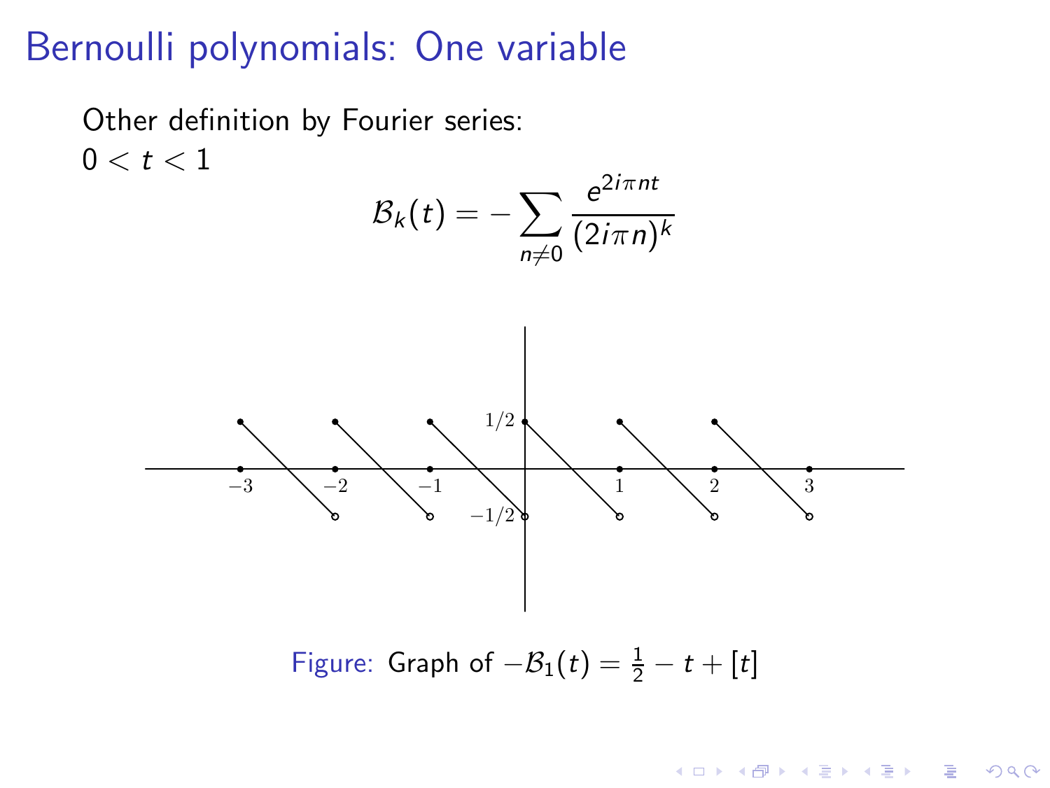# Bernoulli polynomials: One variable

Other definition by Fourier series:

$0 < t < 1$

$$\mathcal{B}_k(t) = -\sum_{n \neq 0} \frac{e^{2i\pi nt}}{(2i\pi n)^k}$$

Figure: Graph of $-\mathcal{B}_1(t) = \frac{1}{2} - t + [t]$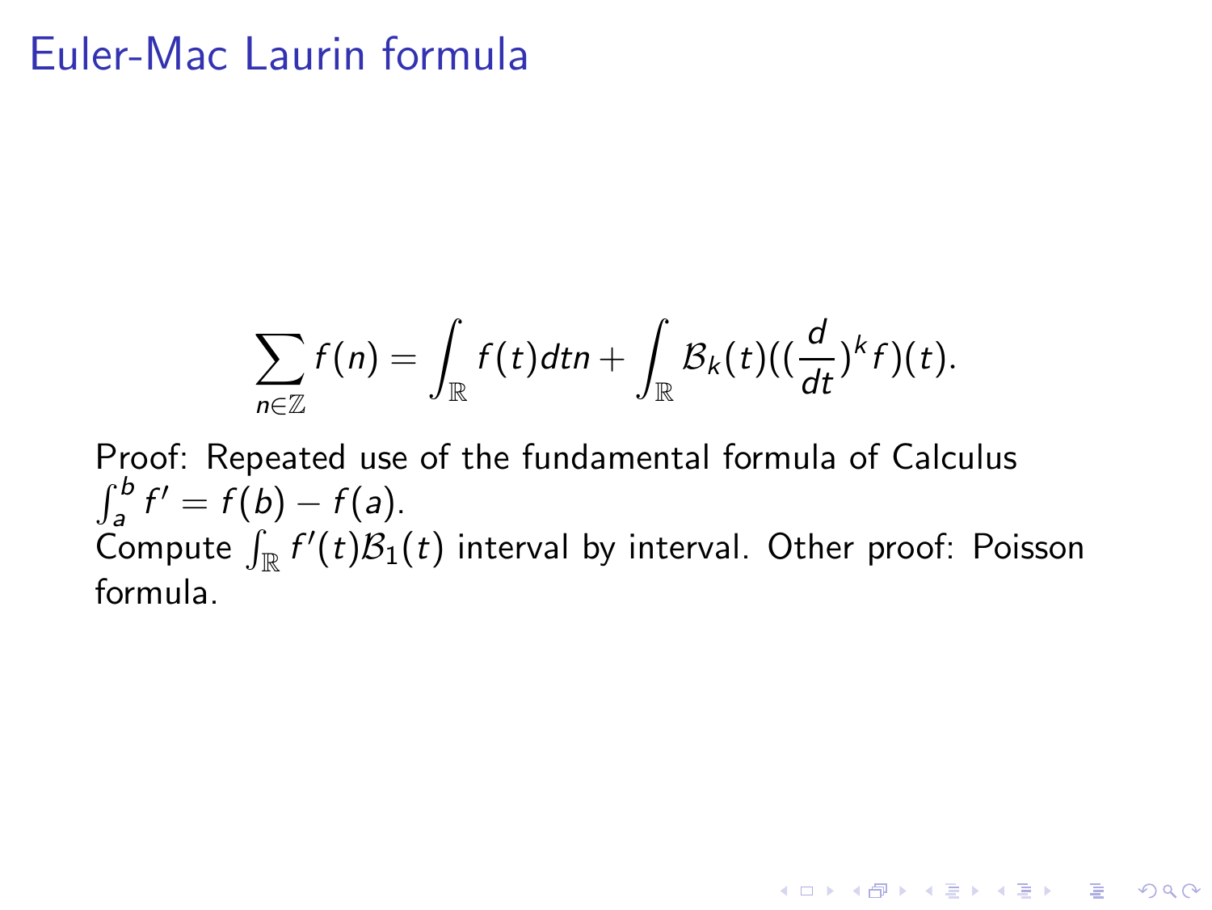# Euler-Mac Laurin formula

$$\sum_{n\in\mathbb{Z}} f(n) = \int_{\mathbb{R}} f(t)dtn + \int_{\mathbb{R}} \mathcal{B}_k(t)((\frac{d}{dt})^k f)(t).$$

Proof: Repeated use of the fundamental formula of Calculus $\int_a^b f' = f(b) - f(a)$.
Compute $\int_{\mathbb{R}} f'(t)\mathcal{B}_1(t)$ interval by interval. Other proof: Poisson formula.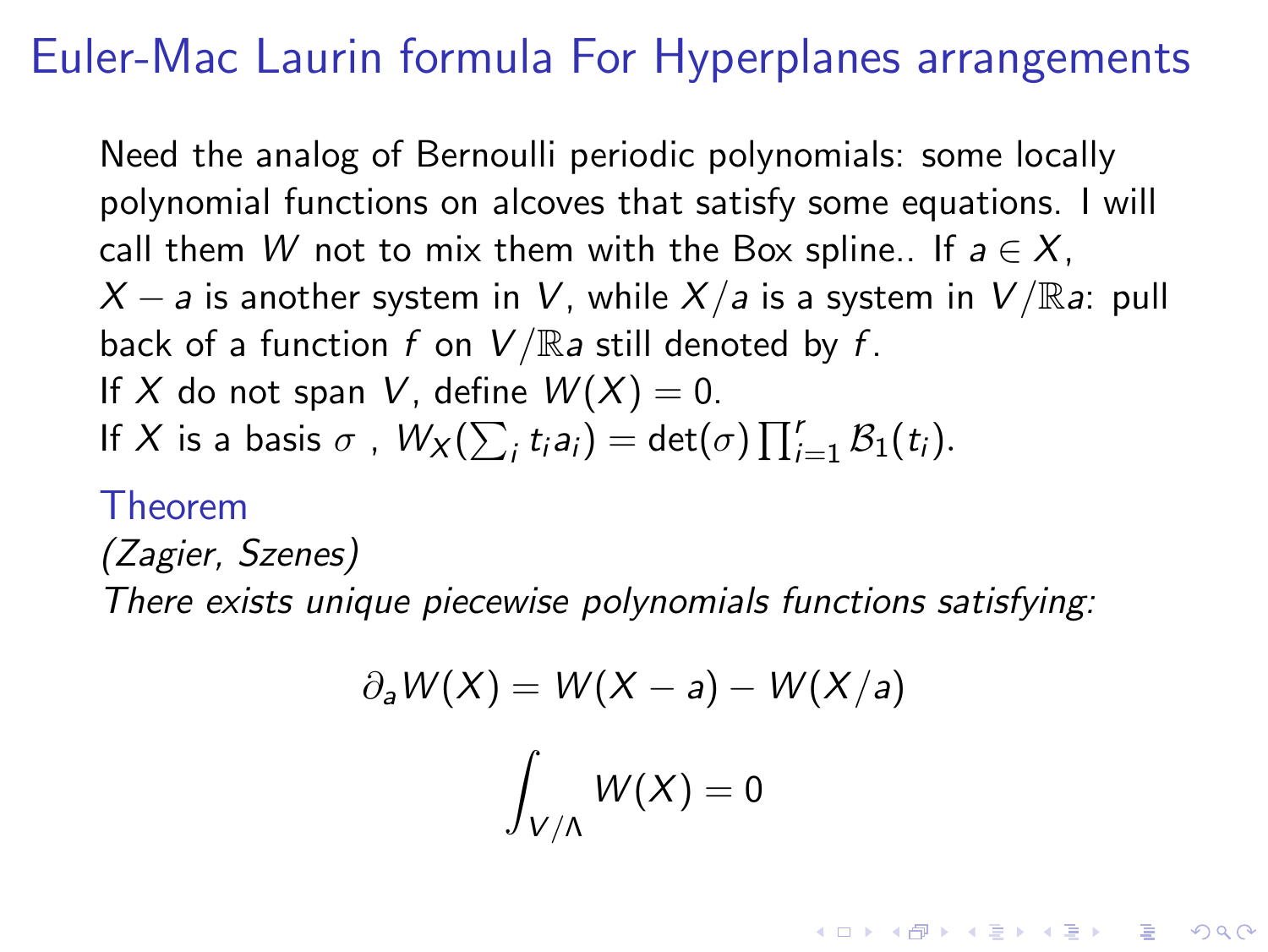# Euler-Mac Laurin formula For Hyperplanes arrangements

Need the analog of Bernoulli periodic polynomials: some locally polynomial functions on alcoves that satisfy some equations. I will call them $W$ not to mix them with the Box spline.. If $a \in X$, $X - a$ is another system in $V$, while $X/a$ is a system in $V/\mathbb{R}a$: pull back of a function $f$ on $V/\mathbb{R}a$ still denoted by $f$.
If $X$ do not span $V$, define $W(X) = 0$.
If $X$ is a basis $\sigma$ , $W_X(\sum_i t_i a_i) = \det(\sigma) \prod_{i=1}^{r} \mathcal{B}_1(t_i)$.

**Theorem**

*(Zagier, Szenes)*
*There exists unique piecewise polynomials functions satisfying:*

$$\partial_a W(X) = W(X - a) - W(X/a)$$

$$\int_{V/\Lambda} W(X) = 0$$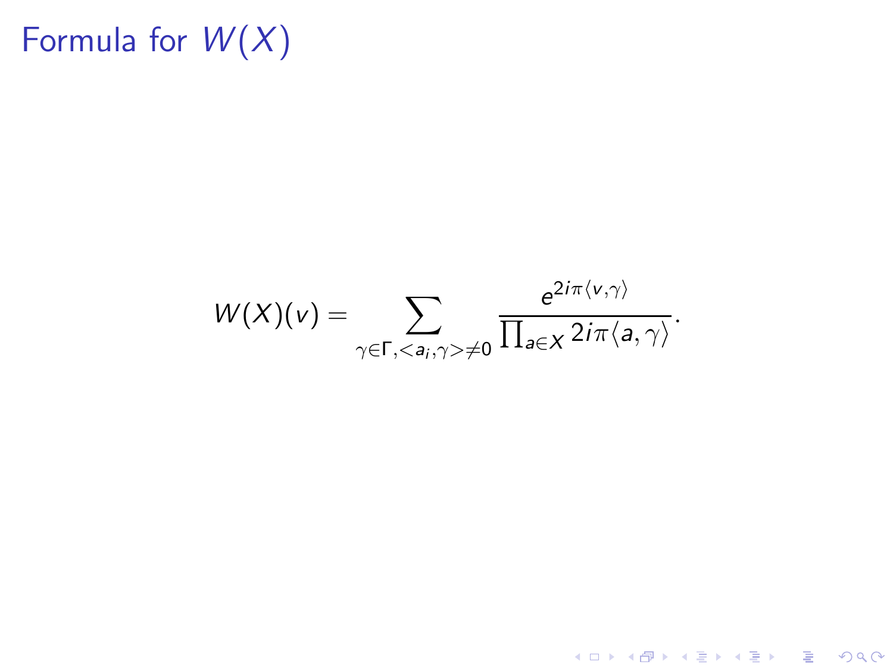# Formula for $W(X)$

$$W(X)(v) = \sum_{\gamma \in \Gamma, <a_i, \gamma> \neq 0} \frac{e^{2i\pi\langle v, \gamma\rangle}}{\prod_{a \in X} 2i\pi\langle a, \gamma\rangle}.$$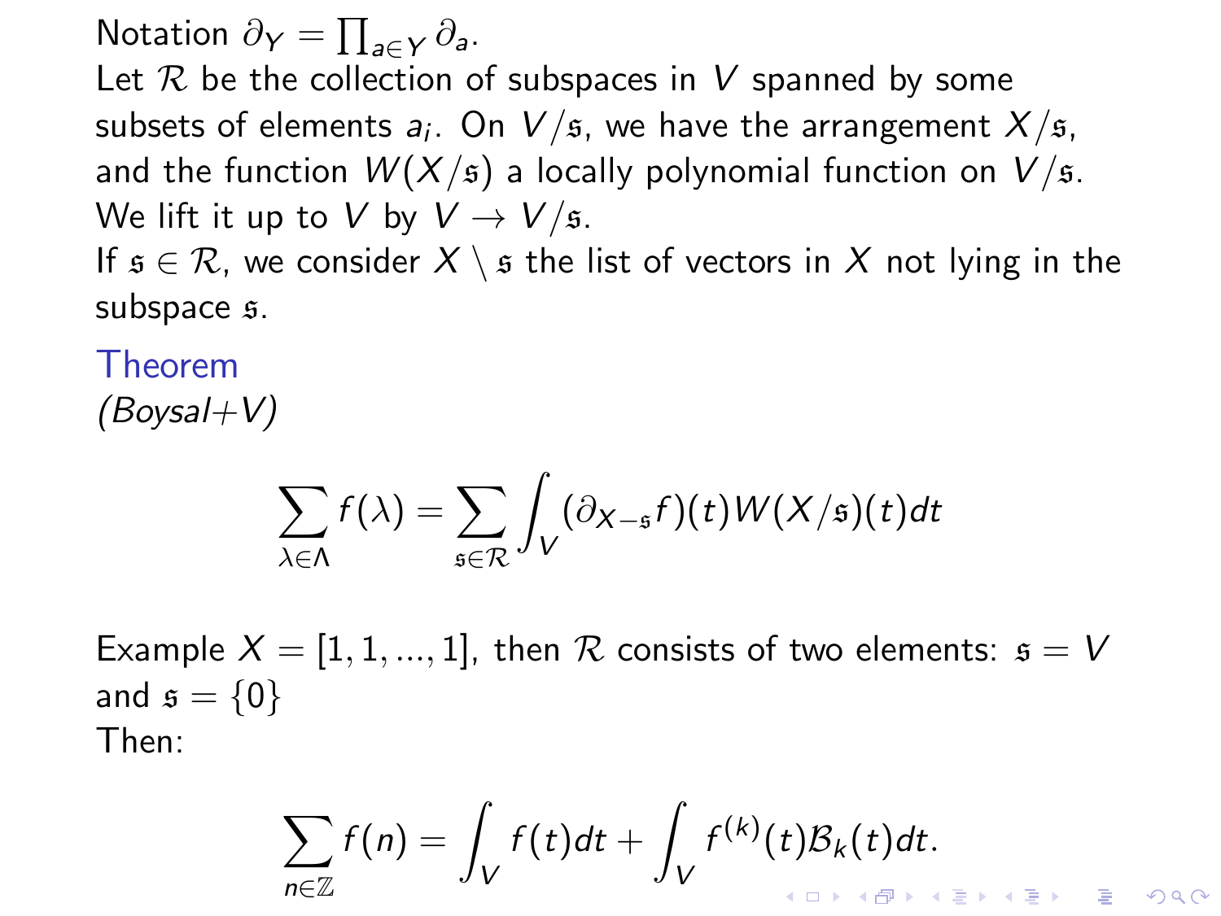Notation $\partial_Y = \prod_{a \in Y} \partial_a$.

Let $\mathcal{R}$ be the collection of subspaces in $V$ spanned by some subsets of elements $a_i$. On $V/\mathfrak{s}$, we have the arrangement $X/\mathfrak{s}$, and the function $W(X/\mathfrak{s})$ a locally polynomial function on $V/\mathfrak{s}$. We lift it up to $V$ by $V \to V/\mathfrak{s}$.

If $\mathfrak{s} \in \mathcal{R}$, we consider $X \setminus \mathfrak{s}$ the list of vectors in $X$ not lying in the subspace $\mathfrak{s}$.

**Theorem**

*(Boysal+V)*

$$\sum_{\lambda \in \Lambda} f(\lambda) = \sum_{\mathfrak{s} \in \mathcal{R}} \int_V (\partial_{X - \mathfrak{s}} f)(t) W(X/\mathfrak{s})(t) dt$$

Example $X = [1, 1, ..., 1]$, then $\mathcal{R}$ consists of two elements: $\mathfrak{s} = V$ and $\mathfrak{s} = \{0\}$

Then:

$$\sum_{n \in \mathbb{Z}} f(n) = \int_V f(t) dt + \int_V f^{(k)}(t) \mathcal{B}_k(t) dt.$$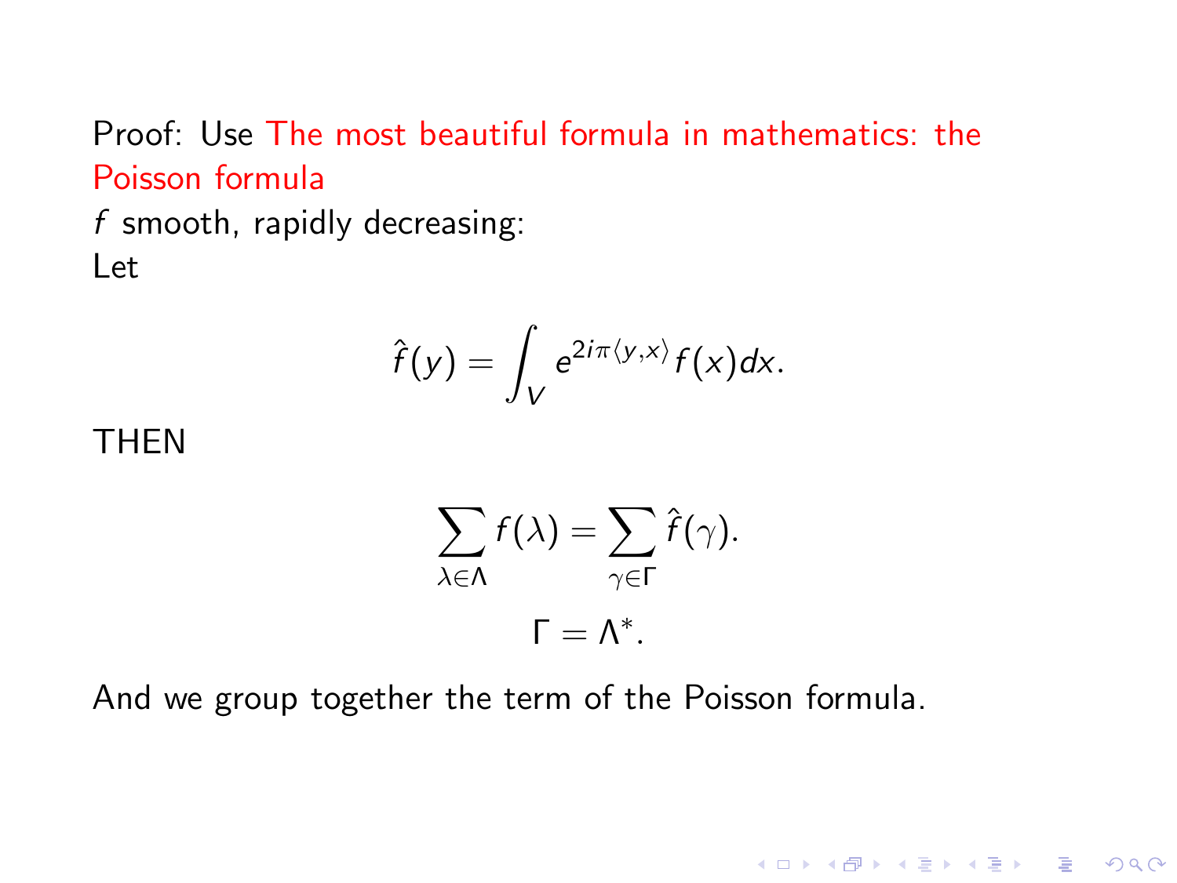Proof: Use The most beautiful formula in mathematics: the Poisson formula

$f$ smooth, rapidly decreasing:

Let

$$\hat{f}(y) = \int_V e^{2i\pi\langle y,x\rangle} f(x)dx.$$

THEN

$$\sum_{\lambda\in\Lambda} f(\lambda) = \sum_{\gamma\in\Gamma} \hat{f}(\gamma).$$

$$\Gamma = \Lambda^*.$$

And we group together the term of the Poisson formula.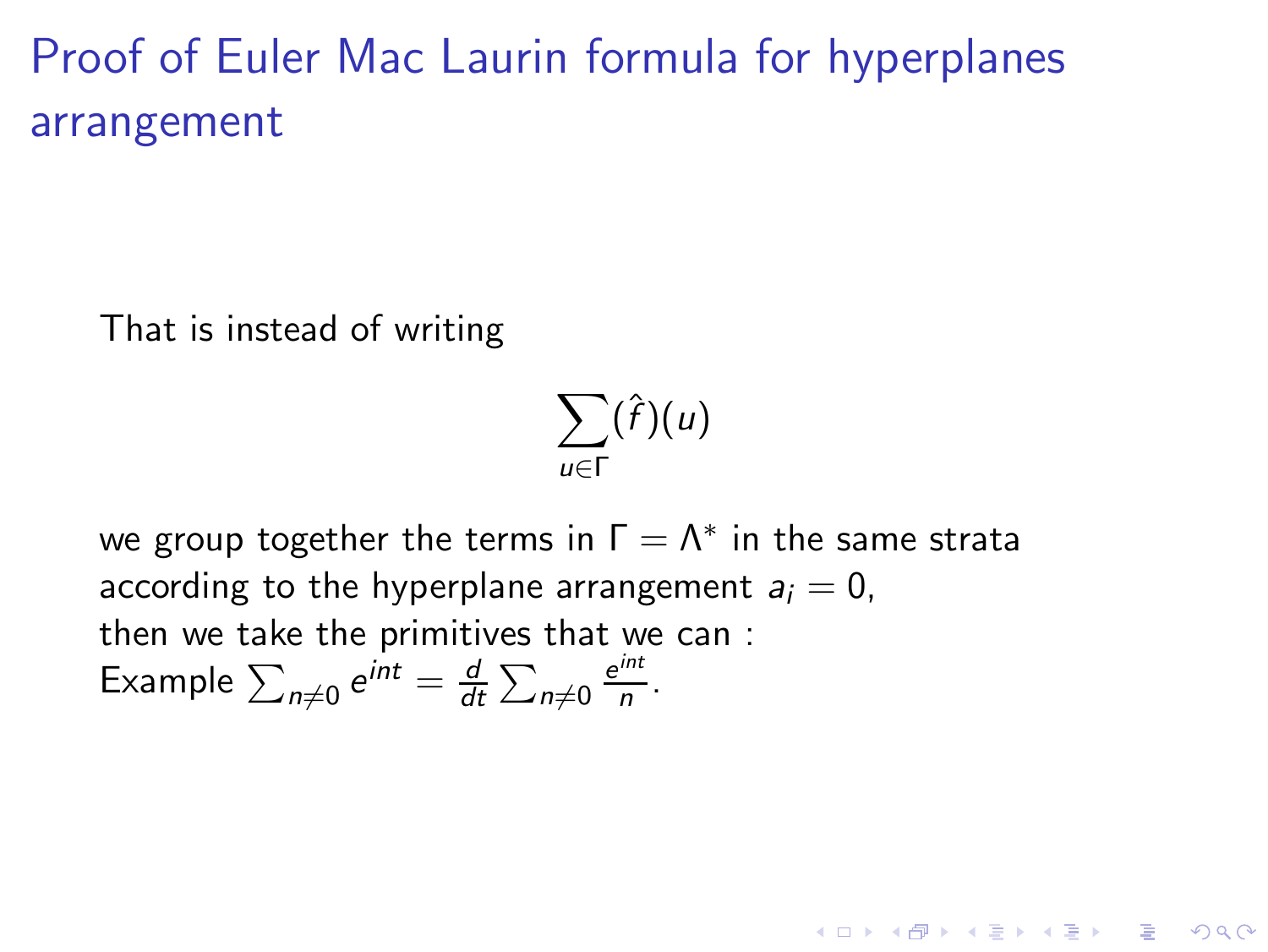# Proof of Euler Mac Laurin formula for hyperplanes arrangement

That is instead of writing

$$\sum_{u\in\Gamma}(\hat{f})(u)$$

we group together the terms in $\Gamma = \Lambda^*$ in the same strata according to the hyperplane arrangement $a_i = 0$,
then we take the primitives that we can :
Example $\sum_{n\neq 0} e^{int} = \frac{d}{dt}\sum_{n\neq 0}\frac{e^{int}}{n}$.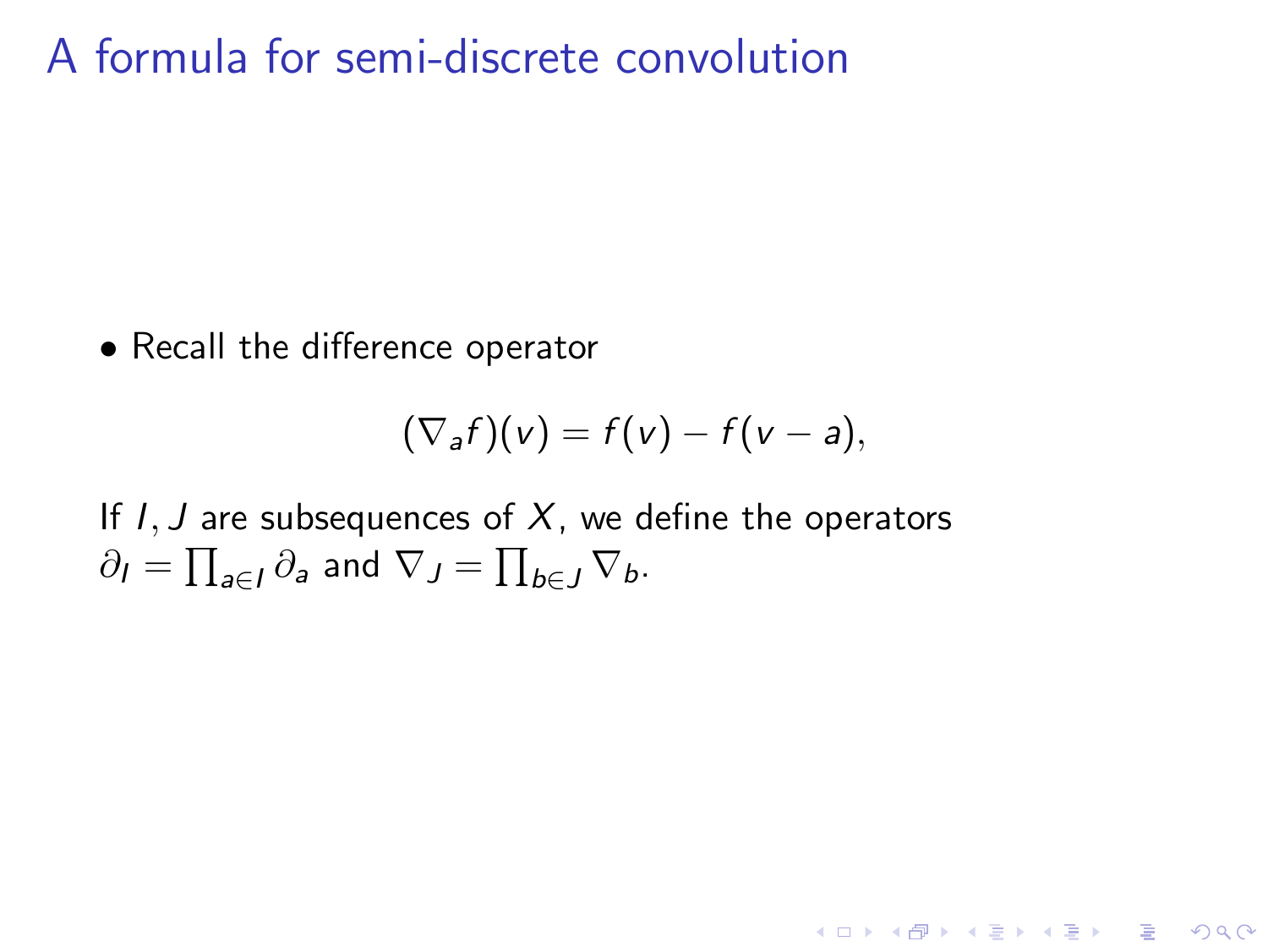# A formula for semi-discrete convolution

- Recall the difference operator

$$(\nabla_a f)(v) = f(v) - f(v-a),$$

If $I, J$ are subsequences of $X$, we define the operators $\partial_I = \prod_{a \in I} \partial_a$ and $\nabla_J = \prod_{b \in J} \nabla_b$.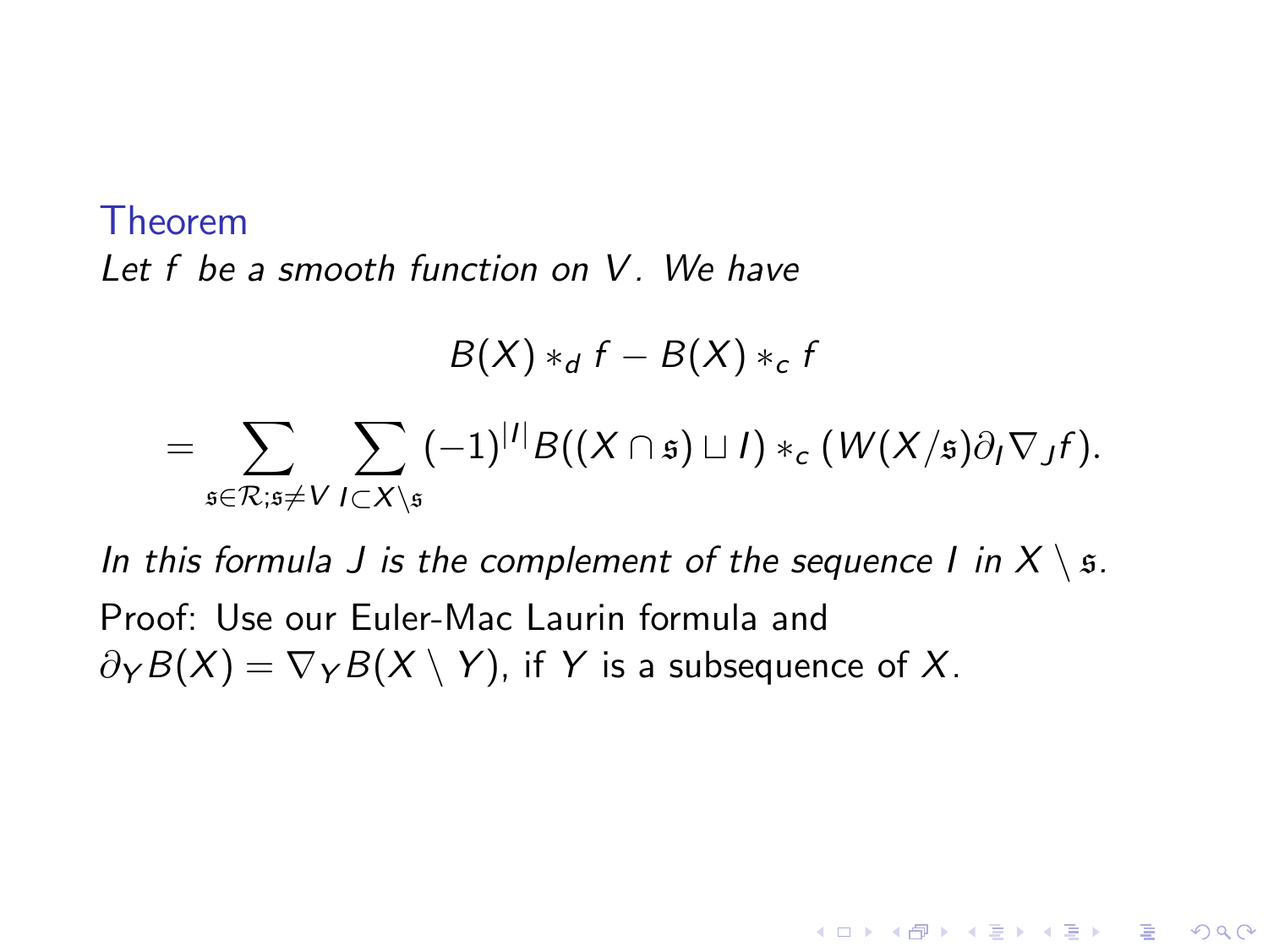**Theorem**

*Let $f$ be a smooth function on $V$. We have*

$$B(X) *_d f - B(X) *_c f$$

$$= \sum_{\mathfrak{s} \in \mathcal{R}; \mathfrak{s} \neq V} \sum_{I \subset X \setminus \mathfrak{s}} (-1)^{|I|} B((X \cap \mathfrak{s}) \sqcup I) *_c (W(X/\mathfrak{s}) \partial_I \nabla_J f).$$

*In this formula $J$ is the complement of the sequence $I$ in $X \setminus \mathfrak{s}$.*

Proof: Use our Euler-Mac Laurin formula and $\partial_Y B(X) = \nabla_Y B(X \setminus Y)$, if $Y$ is a subsequence of $X$.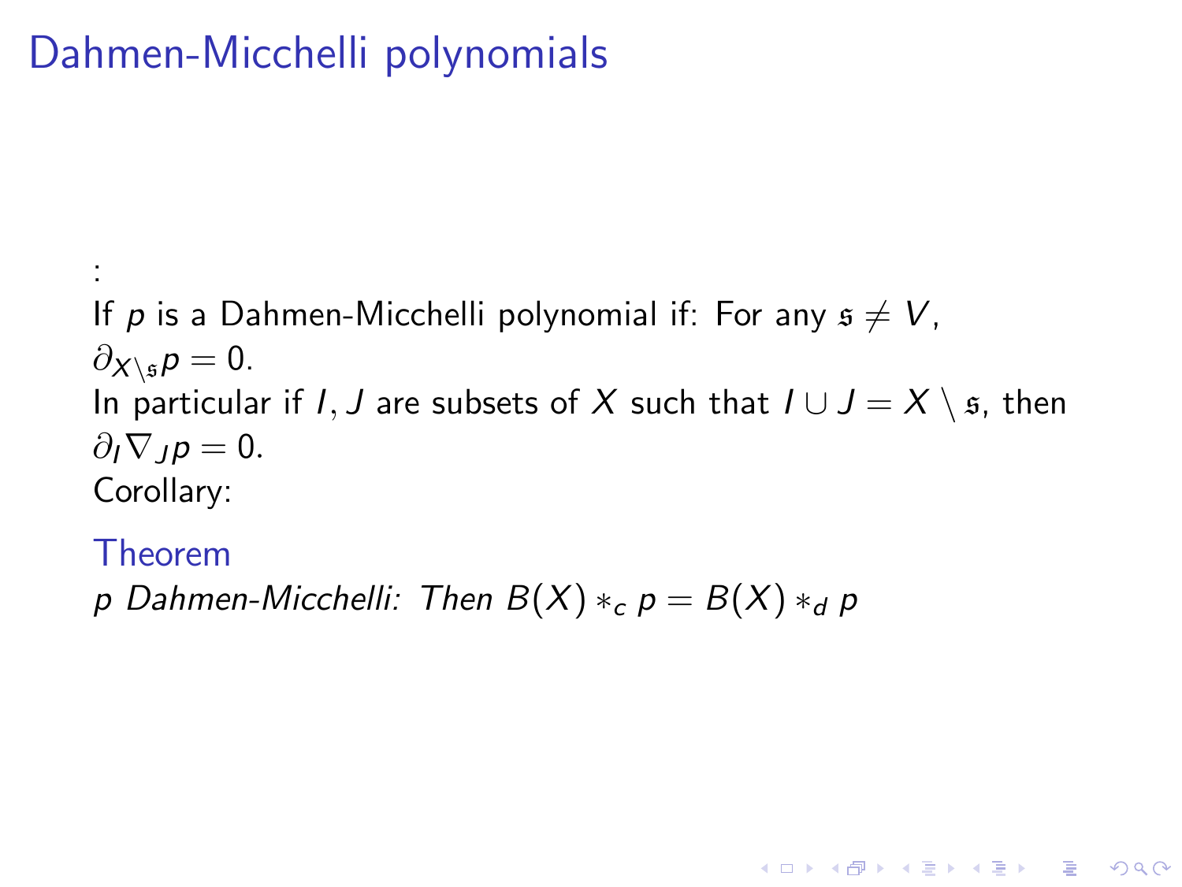# Dahmen-Micchelli polynomials

:

If $p$ is a Dahmen-Micchelli polynomial if: For any $\mathfrak{s} \neq V$, $\partial_{X \setminus \mathfrak{s}} p = 0$.

In particular if $I, J$ are subsets of $X$ such that $I \cup J = X \setminus \mathfrak{s}$, then $\partial_I \nabla_J p = 0$.

Corollary:

**Theorem**

*$p$ Dahmen-Micchelli: Then $B(X) *_c p = B(X) *_d p$*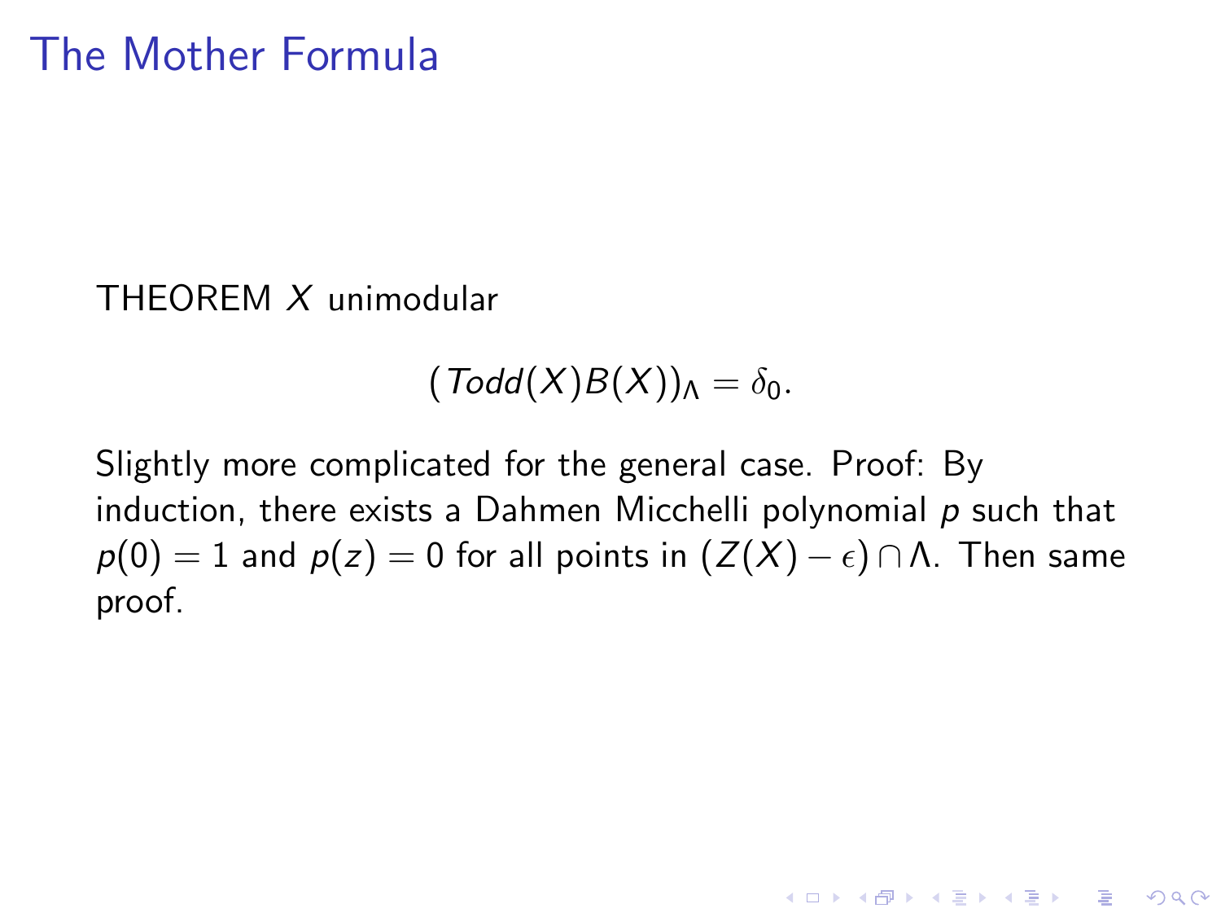# The Mother Formula

THEOREM $X$ unimodular

$$(Todd(X)B(X))_\Lambda = \delta_0.$$

Slightly more complicated for the general case. Proof: By induction, there exists a Dahmen Micchelli polynomial $p$ such that $p(0) = 1$ and $p(z) = 0$ for all points in $(Z(X) - \epsilon) \cap \Lambda$. Then same proof.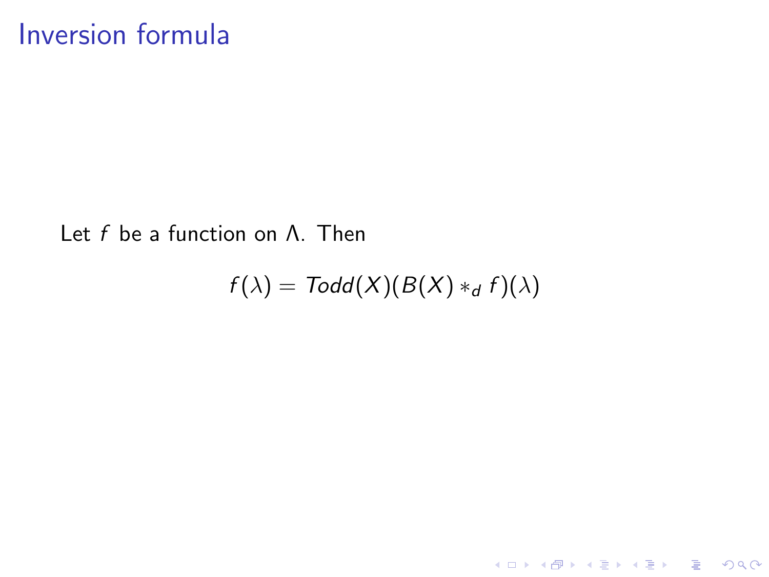# Inversion formula

Let $f$ be a function on $\Lambda$. Then

$$f(\lambda) = Todd(X)(B(X) *_d f)(\lambda)$$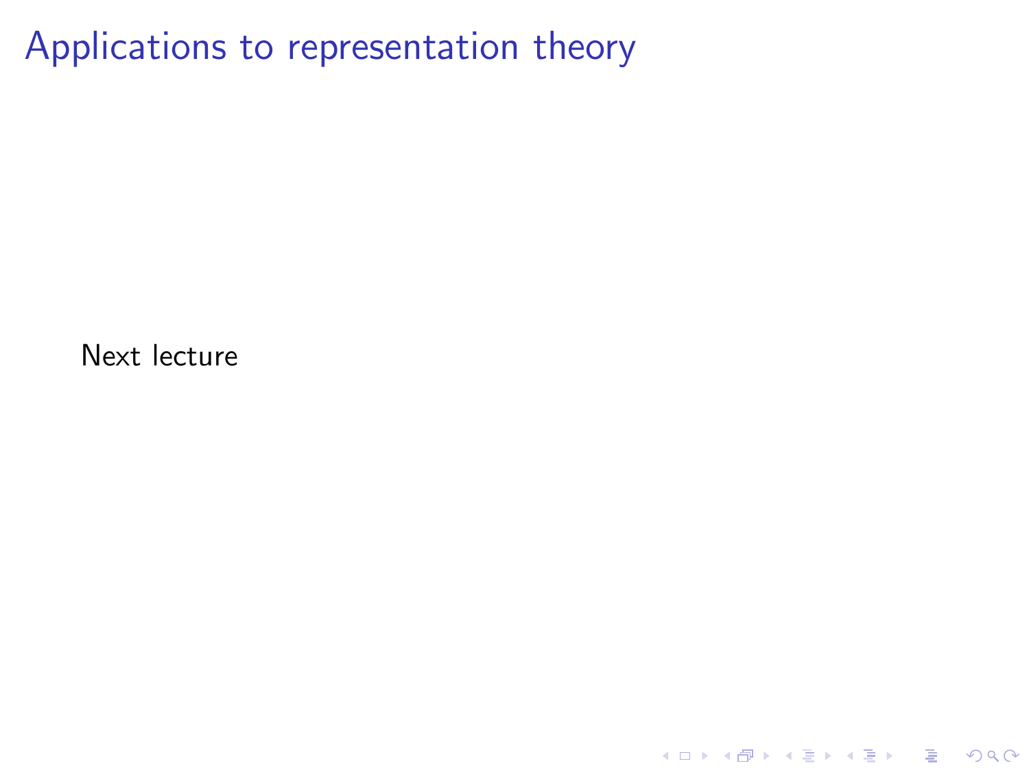# Applications to representation theory

Next lecture